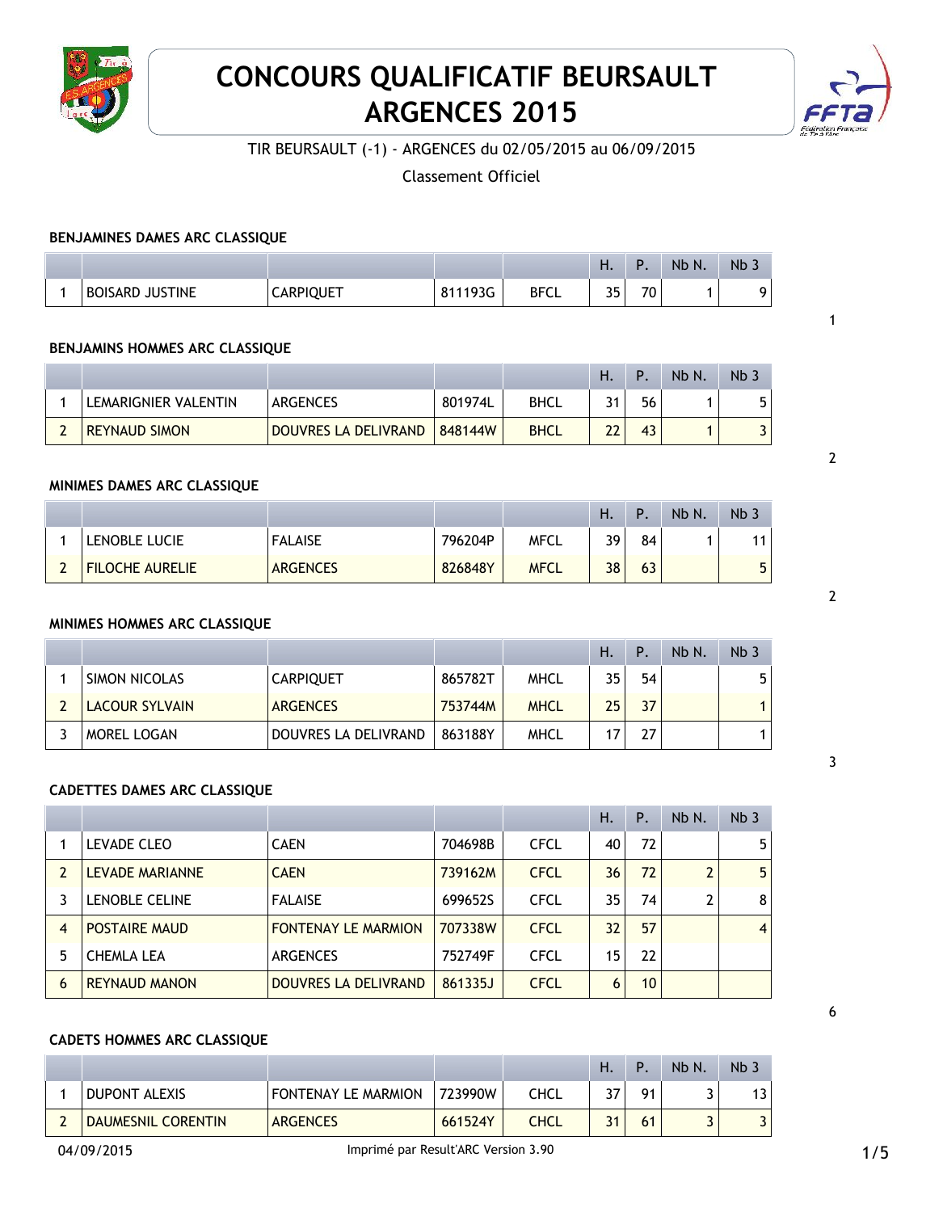# CONCOURS QUALIFICATIF BEURSAULT ARGENCES 2015

TIR BEURSAULT (-1) - ARGENCES du 02/05/2015 au 06/09/2015

Classement Officiel

### BENJAMINES DAMES ARC CLASSIQUE

| | | | | | H. | P. | Nb N. | Nb 3 |
|---|---|---|---|---|---|---|---|---|
| 1 | BOISARD JUSTINE | CARPIQUET | 811193G | BFCL | 35 | 70 | 1 | 9 |

1

### BENJAMINS HOMMES ARC CLASSIQUE

| | | | | | H. | P. | Nb N. | Nb 3 |
|---|---|---|---|---|---|---|---|---|
| 1 | LEMARIGNIER VALENTIN | ARGENCES | 801974L | BHCL | 31 | 56 | 1 | 5 |
| 2 | REYNAUD SIMON | DOUVRES LA DELIVRAND | 848144W | BHCL | 22 | 43 | 1 | 3 |

2

### MINIMES DAMES ARC CLASSIQUE

| | | | | | H. | P. | Nb N. | Nb 3 |
|---|---|---|---|---|---|---|---|---|
| 1 | LENOBLE LUCIE | FALAISE | 796204P | MFCL | 39 | 84 | 1 | 11 |
| 2 | FILOCHE AURELIE | ARGENCES | 826848Y | MFCL | 38 | 63 | | 5 |

2

### MINIMES HOMMES ARC CLASSIQUE

| | | | | | H. | P. | Nb N. | Nb 3 |
|---|---|---|---|---|---|---|---|---|
| 1 | SIMON NICOLAS | CARPIQUET | 865782T | MHCL | 35 | 54 | | 5 |
| 2 | LACOUR SYLVAIN | ARGENCES | 753744M | MHCL | 25 | 37 | | 1 |
| 3 | MOREL LOGAN | DOUVRES LA DELIVRAND | 863188Y | MHCL | 17 | 27 | | 1 |

3

### CADETTES DAMES ARC CLASSIQUE

| | | | | | H. | P. | Nb N. | Nb 3 |
|---|---|---|---|---|---|---|---|---|
| 1 | LEVADE CLEO | CAEN | 704698B | CFCL | 40 | 72 | | 5 |
| 2 | LEVADE MARIANNE | CAEN | 739162M | CFCL | 36 | 72 | 2 | 5 |
| 3 | LENOBLE CELINE | FALAISE | 699652S | CFCL | 35 | 74 | 2 | 8 |
| 4 | POSTAIRE MAUD | FONTENAY LE MARMION | 707338W | CFCL | 32 | 57 | | 4 |
| 5 | CHEMLA LEA | ARGENCES | 752749F | CFCL | 15 | 22 | | |
| 6 | REYNAUD MANON | DOUVRES LA DELIVRAND | 861335J | CFCL | 6 | 10 | | |

6

### CADETS HOMMES ARC CLASSIQUE

| | | | | | H. | P. | Nb N. | Nb 3 |
|---|---|---|---|---|---|---|---|---|
| 1 | DUPONT ALEXIS | FONTENAY LE MARMION | 723990W | CHCL | 37 | 91 | 3 | 13 |
| 2 | DAUMESNIL CORENTIN | ARGENCES | 661524Y | CHCL | 31 | 61 | 3 | 3 |

04/09/2015 Imprimé par Result'ARC Version 3.90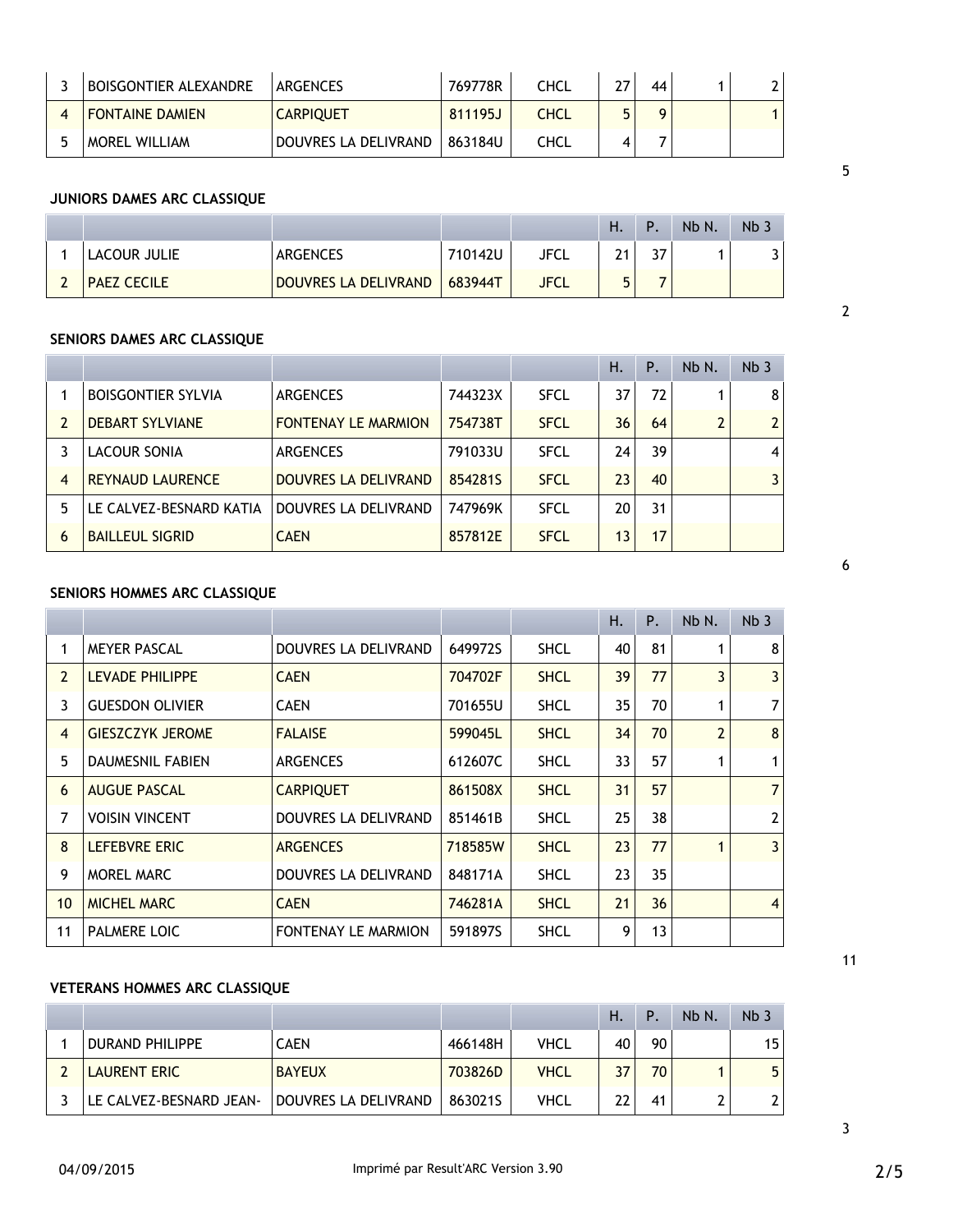| 3 | BOISGONTIER ALEXANDRE | ARGENCES | 769778R | CHCL | 27 | 44 | 1 | 2 |
|---|---|---|---|---|---|---|---|---|
| 4 | FONTAINE DAMIEN | CARPIQUET | 811195J | CHCL | 5 | 9 | | 1 |
| 5 | MOREL WILLIAM | DOUVRES LA DELIVRAND | 863184U | CHCL | 4 | 7 | | |

5

**JUNIORS DAMES ARC CLASSIQUE**

| | | | | | H. | P. | Nb N. | Nb 3 |
|---|---|---|---|---|---|---|---|---|
| 1 | LACOUR JULIE | ARGENCES | 710142U | JFCL | 21 | 37 | 1 | 3 |
| 2 | PAEZ CECILE | DOUVRES LA DELIVRAND | 683944T | JFCL | 5 | 7 | | |

2

**SENIORS DAMES ARC CLASSIQUE**

| | | | | | H. | P. | Nb N. | Nb 3 |
|---|---|---|---|---|---|---|---|---|
| 1 | BOISGONTIER SYLVIA | ARGENCES | 744323X | SFCL | 37 | 72 | 1 | 8 |
| 2 | DEBART SYLVIANE | FONTENAY LE MARMION | 754738T | SFCL | 36 | 64 | 2 | 2 |
| 3 | LACOUR SONIA | ARGENCES | 791033U | SFCL | 24 | 39 | | 4 |
| 4 | REYNAUD LAURENCE | DOUVRES LA DELIVRAND | 854281S | SFCL | 23 | 40 | | 3 |
| 5 | LE CALVEZ-BESNARD KATIA | DOUVRES LA DELIVRAND | 747969K | SFCL | 20 | 31 | | |
| 6 | BAILLEUL SIGRID | CAEN | 857812E | SFCL | 13 | 17 | | |

6

**SENIORS HOMMES ARC CLASSIQUE**

| | | | | | H. | P. | Nb N. | Nb 3 |
|---|---|---|---|---|---|---|---|---|
| 1 | MEYER PASCAL | DOUVRES LA DELIVRAND | 649972S | SHCL | 40 | 81 | 1 | 8 |
| 2 | LEVADE PHILIPPE | CAEN | 704702F | SHCL | 39 | 77 | 3 | 3 |
| 3 | GUESDON OLIVIER | CAEN | 701655U | SHCL | 35 | 70 | 1 | 7 |
| 4 | GIESZCZYK JEROME | FALAISE | 599045L | SHCL | 34 | 70 | 2 | 8 |
| 5 | DAUMESNIL FABIEN | ARGENCES | 612607C | SHCL | 33 | 57 | 1 | 1 |
| 6 | AUGUE PASCAL | CARPIQUET | 861508X | SHCL | 31 | 57 | | 7 |
| 7 | VOISIN VINCENT | DOUVRES LA DELIVRAND | 851461B | SHCL | 25 | 38 | | 2 |
| 8 | LEFEBVRE ERIC | ARGENCES | 718585W | SHCL | 23 | 77 | 1 | 3 |
| 9 | MOREL MARC | DOUVRES LA DELIVRAND | 848171A | SHCL | 23 | 35 | | |
| 10 | MICHEL MARC | CAEN | 746281A | SHCL | 21 | 36 | | 4 |
| 11 | PALMERE LOIC | FONTENAY LE MARMION | 591897S | SHCL | 9 | 13 | | |

11

**VETERANS HOMMES ARC CLASSIQUE**

| | | | | | H. | P. | Nb N. | Nb 3 |
|---|---|---|---|---|---|---|---|---|
| 1 | DURAND PHILIPPE | CAEN | 466148H | VHCL | 40 | 90 | | 15 |
| 2 | LAURENT ERIC | BAYEUX | 703826D | VHCL | 37 | 70 | 1 | 5 |
| 3 | LE CALVEZ-BESNARD JEAN- | DOUVRES LA DELIVRAND | 863021S | VHCL | 22 | 41 | 2 | 2 |

3

04/09/2015 Imprimé par Result'ARC Version 3.90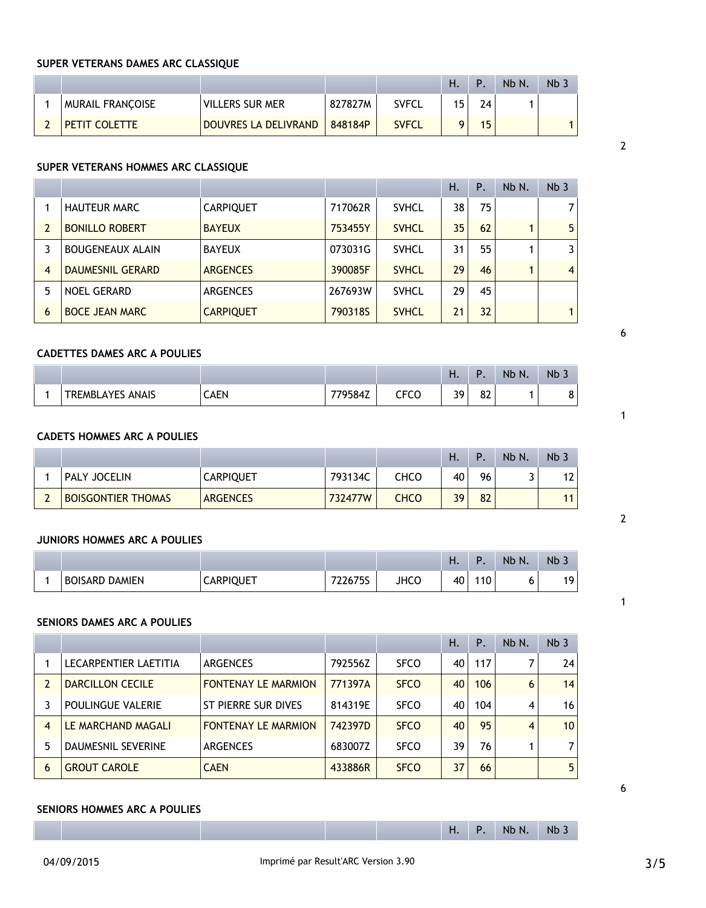### SUPER VETERANS DAMES ARC CLASSIQUE

| | | | | | H. | P. | Nb N. | Nb 3 |
|---|---|---|---|---|---|---|---|---|
| 1 | MURAIL FRANÇOISE | VILLERS SUR MER | 827827M | SVFCL | 15 | 24 | 1 | |
| 2 | PETIT COLETTE | DOUVRES LA DELIVRAND | 848184P | SVFCL | 9 | 15 | | 1 |

2

### SUPER VETERANS HOMMES ARC CLASSIQUE

| | | | | | H. | P. | Nb N. | Nb 3 |
|---|---|---|---|---|---|---|---|---|
| 1 | HAUTEUR MARC | CARPIQUET | 717062R | SVHCL | 38 | 75 | | 7 |
| 2 | BONILLO ROBERT | BAYEUX | 753455Y | SVHCL | 35 | 62 | 1 | 5 |
| 3 | BOUGENEAUX ALAIN | BAYEUX | 073031G | SVHCL | 31 | 55 | 1 | 3 |
| 4 | DAUMESNIL GERARD | ARGENCES | 390085F | SVHCL | 29 | 46 | 1 | 4 |
| 5 | NOEL GERARD | ARGENCES | 267693W | SVHCL | 29 | 45 | | |
| 6 | BOCE JEAN MARC | CARPIQUET | 790318S | SVHCL | 21 | 32 | | 1 |

6

### CADETTES DAMES ARC A POULIES

| | | | | | H. | P. | Nb N. | Nb 3 |
|---|---|---|---|---|---|---|---|---|
| 1 | TREMBLAYES ANAIS | CAEN | 779584Z | CFCO | 39 | 82 | 1 | 8 |

1

### CADETS HOMMES ARC A POULIES

| | | | | | H. | P. | Nb N. | Nb 3 |
|---|---|---|---|---|---|---|---|---|
| 1 | PALY JOCELIN | CARPIQUET | 793134C | CHCO | 40 | 96 | 3 | 12 |
| 2 | BOISGONTIER THOMAS | ARGENCES | 732477W | CHCO | 39 | 82 | | 11 |

2

### JUNIORS HOMMES ARC A POULIES

| | | | | | H. | P. | Nb N. | Nb 3 |
|---|---|---|---|---|---|---|---|---|
| 1 | BOISARD DAMIEN | CARPIQUET | 722675S | JHCO | 40 | 110 | 6 | 19 |

1

### SENIORS DAMES ARC A POULIES

| | | | | | H. | P. | Nb N. | Nb 3 |
|---|---|---|---|---|---|---|---|---|
| 1 | LECARPENTIER LAETITIA | ARGENCES | 792556Z | SFCO | 40 | 117 | 7 | 24 |
| 2 | DARCILLON CECILE | FONTENAY LE MARMION | 771397A | SFCO | 40 | 106 | 6 | 14 |
| 3 | POULINGUE VALERIE | ST PIERRE SUR DIVES | 814319E | SFCO | 40 | 104 | 4 | 16 |
| 4 | LE MARCHAND MAGALI | FONTENAY LE MARMION | 742397D | SFCO | 40 | 95 | 4 | 10 |
| 5 | DAUMESNIL SEVERINE | ARGENCES | 683007Z | SFCO | 39 | 76 | 1 | 7 |
| 6 | GROUT CAROLE | CAEN | 433886R | SFCO | 37 | 66 | | 5 |

6

### SENIORS HOMMES ARC A POULIES

| | | | | | H. | P. | Nb N. | Nb 3 |
|---|---|---|---|---|---|---|---|---|

04/09/2015 Imprimé par Result'ARC Version 3.90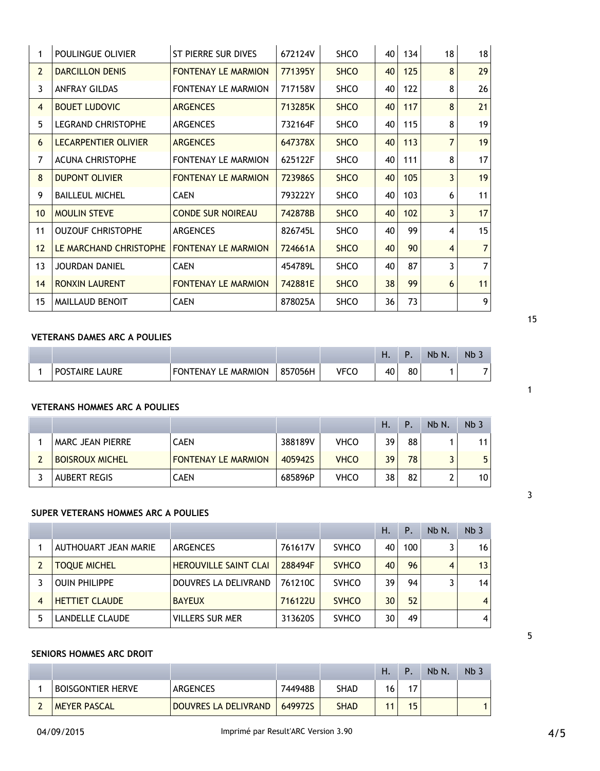|  |  |  |  |  | H. | P. | Nb N. | Nb 3 |
|---|---|---|---|---|---|---|---|---|
| 1 | POULINGUE OLIVIER | ST PIERRE SUR DIVES | 672124V | SHCO | 40 | 134 | 18 | 18 |
| 2 | DARCILLON DENIS | FONTENAY LE MARMION | 771395Y | SHCO | 40 | 125 | 8 | 29 |
| 3 | ANFRAY GILDAS | FONTENAY LE MARMION | 717158V | SHCO | 40 | 122 | 8 | 26 |
| 4 | BOUET LUDOVIC | ARGENCES | 713285K | SHCO | 40 | 117 | 8 | 21 |
| 5 | LEGRAND CHRISTOPHE | ARGENCES | 732164F | SHCO | 40 | 115 | 8 | 19 |
| 6 | LECARPENTIER OLIVIER | ARGENCES | 647378X | SHCO | 40 | 113 | 7 | 19 |
| 7 | ACUNA CHRISTOPHE | FONTENAY LE MARMION | 625122F | SHCO | 40 | 111 | 8 | 17 |
| 8 | DUPONT OLIVIER | FONTENAY LE MARMION | 723986S | SHCO | 40 | 105 | 3 | 19 |
| 9 | BAILLEUL MICHEL | CAEN | 793222Y | SHCO | 40 | 103 | 6 | 11 |
| 10 | MOULIN STEVE | CONDE SUR NOIREAU | 742878B | SHCO | 40 | 102 | 3 | 17 |
| 11 | OUZOUF CHRISTOPHE | ARGENCES | 826745L | SHCO | 40 | 99 | 4 | 15 |
| 12 | LE MARCHAND CHRISTOPHE | FONTENAY LE MARMION | 724661A | SHCO | 40 | 90 | 4 | 7 |
| 13 | JOURDAN DANIEL | CAEN | 454789L | SHCO | 40 | 87 | 3 | 7 |
| 14 | RONXIN LAURENT | FONTENAY LE MARMION | 742881E | SHCO | 38 | 99 | 6 | 11 |
| 15 | MAILLAUD BENOIT | CAEN | 878025A | SHCO | 36 | 73 |  | 9 |

15

**VETERANS DAMES ARC A POULIES**

|  |  |  |  |  | H. | P. | Nb N. | Nb 3 |
|---|---|---|---|---|---|---|---|---|
| 1 | POSTAIRE LAURE | FONTENAY LE MARMION | 857056H | VFCO | 40 | 80 | 1 | 7 |

1

**VETERANS HOMMES ARC A POULIES**

|  |  |  |  |  | H. | P. | Nb N. | Nb 3 |
|---|---|---|---|---|---|---|---|---|
| 1 | MARC JEAN PIERRE | CAEN | 388189V | VHCO | 39 | 88 | 1 | 11 |
| 2 | BOISROUX MICHEL | FONTENAY LE MARMION | 405942S | VHCO | 39 | 78 | 3 | 5 |
| 3 | AUBERT REGIS | CAEN | 685896P | VHCO | 38 | 82 | 2 | 10 |

3

**SUPER VETERANS HOMMES ARC A POULIES**

|  |  |  |  |  | H. | P. | Nb N. | Nb 3 |
|---|---|---|---|---|---|---|---|---|
| 1 | AUTHOUART JEAN MARIE | ARGENCES | 761617V | SVHCO | 40 | 100 | 3 | 16 |
| 2 | TOQUE MICHEL | HEROUVILLE SAINT CLAI | 288494F | SVHCO | 40 | 96 | 4 | 13 |
| 3 | OUIN PHILIPPE | DOUVRES LA DELIVRAND | 761210C | SVHCO | 39 | 94 | 3 | 14 |
| 4 | HETTIET CLAUDE | BAYEUX | 716122U | SVHCO | 30 | 52 |  | 4 |
| 5 | LANDELLE CLAUDE | VILLERS SUR MER | 313620S | SVHCO | 30 | 49 |  | 4 |

5

**SENIORS HOMMES ARC DROIT**

|  |  |  |  |  | H. | P. | Nb N. | Nb 3 |
|---|---|---|---|---|---|---|---|---|
| 1 | BOISGONTIER HERVE | ARGENCES | 744948B | SHAD | 16 | 17 |  |  |
| 2 | MEYER PASCAL | DOUVRES LA DELIVRAND | 649972S | SHAD | 11 | 15 |  | 1 |

04/09/2015 Imprimé par Result'ARC Version 3.90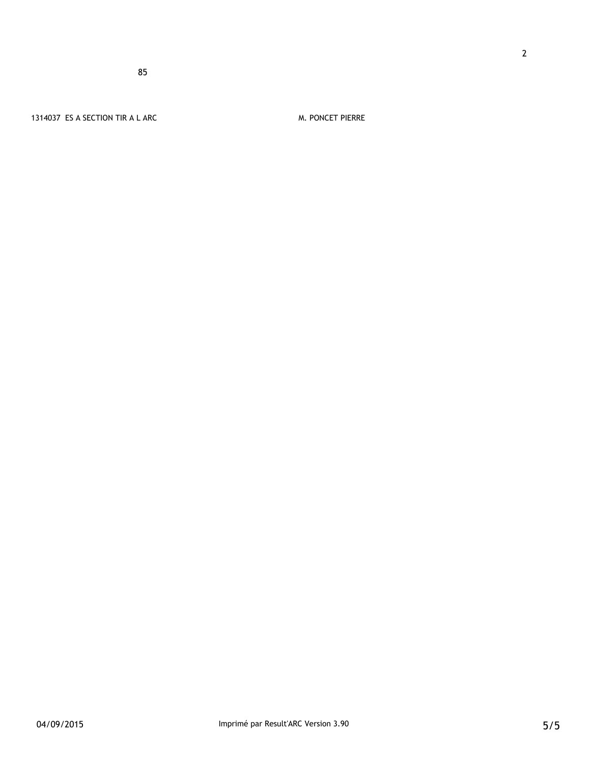2

85

1314037 ES A SECTION TIR A L ARC M. PONCET PIERRE

04/09/2015 Imprimé par Result'ARC Version 3.90